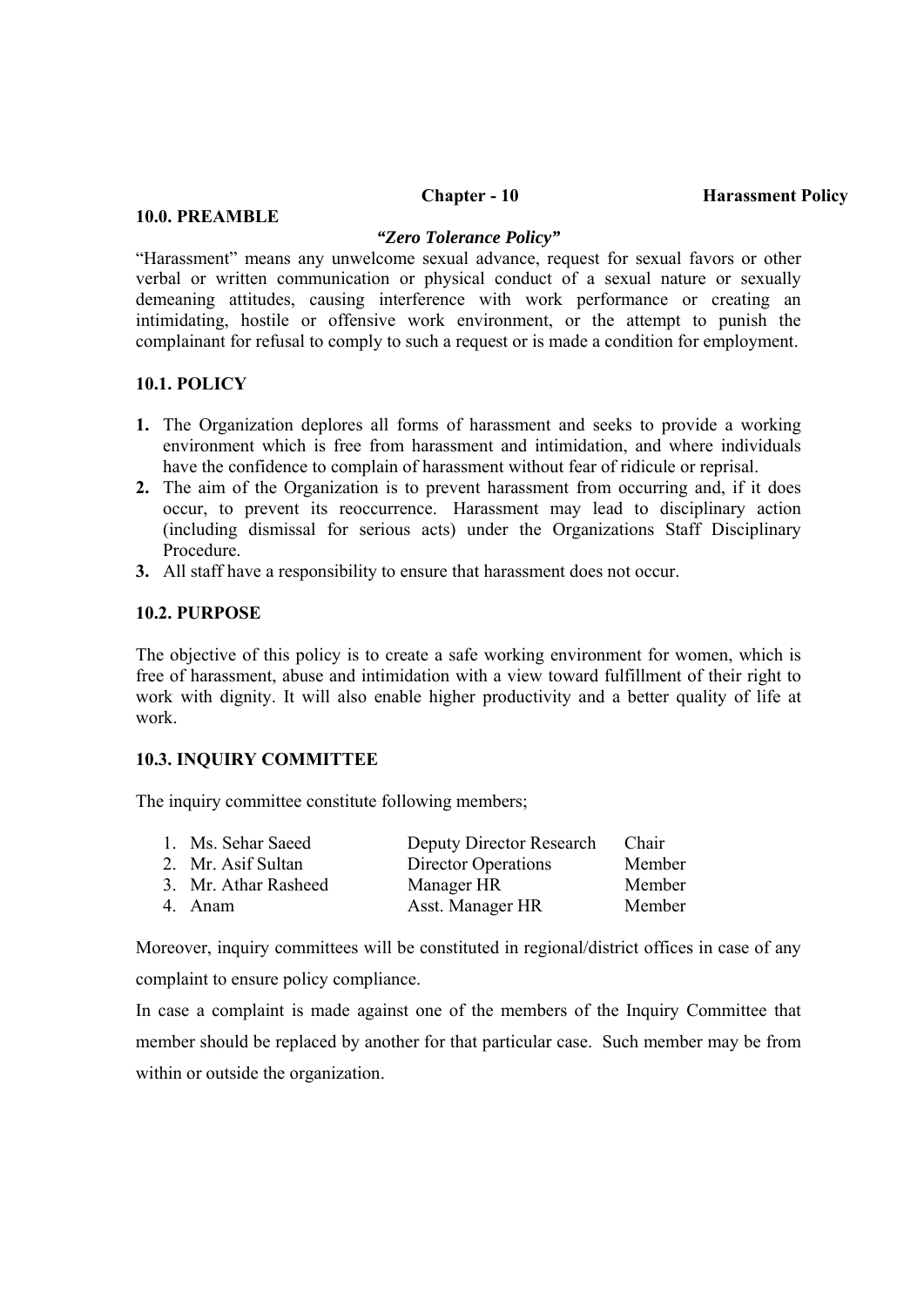**Chapter - 10 Harassment Policy**

## 10.0. PREAMBLE

***"Zero Tolerance Policy"***

"Harassment" means any unwelcome sexual advance, request for sexual favors or other verbal or written communication or physical conduct of a sexual nature or sexually demeaning attitudes, causing interference with work performance or creating an intimidating, hostile or offensive work environment, or the attempt to punish the complainant for refusal to comply to such a request or is made a condition for employment.

## 10.1. POLICY

1. The Organization deplores all forms of harassment and seeks to provide a working environment which is free from harassment and intimidation, and where individuals have the confidence to complain of harassment without fear of ridicule or reprisal.
2. The aim of the Organization is to prevent harassment from occurring and, if it does occur, to prevent its reoccurrence. Harassment may lead to disciplinary action (including dismissal for serious acts) under the Organizations Staff Disciplinary Procedure.
3. All staff have a responsibility to ensure that harassment does not occur.

## 10.2. PURPOSE

The objective of this policy is to create a safe working environment for women, which is free of harassment, abuse and intimidation with a view toward fulfillment of their right to work with dignity. It will also enable higher productivity and a better quality of life at work.

## 10.3. INQUIRY COMMITTEE

The inquiry committee constitute following members;

| | Name | Designation | Role |
|---|---|---|---|
| 1. | Ms. Sehar Saeed | Deputy Director Research | Chair |
| 2. | Mr. Asif Sultan | Director Operations | Member |
| 3. | Mr. Athar Rasheed | Manager HR | Member |
| 4. | Anam | Asst. Manager HR | Member |

Moreover, inquiry committees will be constituted in regional/district offices in case of any complaint to ensure policy compliance.

In case a complaint is made against one of the members of the Inquiry Committee that member should be replaced by another for that particular case. Such member may be from within or outside the organization.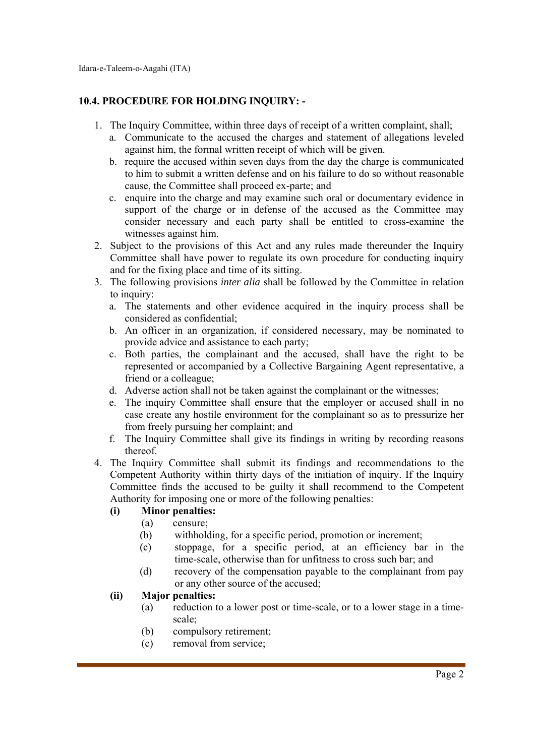### 10.4. PROCEDURE FOR HOLDING INQUIRY: -

1. The Inquiry Committee, within three days of receipt of a written complaint, shall;
   a. Communicate to the accused the charges and statement of allegations leveled against him, the formal written receipt of which will be given.
   b. require the accused within seven days from the day the charge is communicated to him to submit a written defense and on his failure to do so without reasonable cause, the Committee shall proceed ex-parte; and
   c. enquire into the charge and may examine such oral or documentary evidence in support of the charge or in defense of the accused as the Committee may consider necessary and each party shall be entitled to cross-examine the witnesses against him.
2. Subject to the provisions of this Act and any rules made thereunder the Inquiry Committee shall have power to regulate its own procedure for conducting inquiry and for the fixing place and time of its sitting.
3. The following provisions *inter alia* shall be followed by the Committee in relation to inquiry:
   a. The statements and other evidence acquired in the inquiry process shall be considered as confidential;
   b. An officer in an organization, if considered necessary, may be nominated to provide advice and assistance to each party;
   c. Both parties, the complainant and the accused, shall have the right to be represented or accompanied by a Collective Bargaining Agent representative, a friend or a colleague;
   d. Adverse action shall not be taken against the complainant or the witnesses;
   e. The inquiry Committee shall ensure that the employer or accused shall in no case create any hostile environment for the complainant so as to pressurize her from freely pursuing her complaint; and
   f. The Inquiry Committee shall give its findings in writing by recording reasons thereof.
4. The Inquiry Committee shall submit its findings and recommendations to the Competent Authority within thirty days of the initiation of inquiry. If the Inquiry Committee finds the accused to be guilty it shall recommend to the Competent Authority for imposing one or more of the following penalties:

   **(i) Minor penalties:**

   (a) censure;

   (b) withholding, for a specific period, promotion or increment;

   (c) stoppage, for a specific period, at an efficiency bar in the time-scale, otherwise than for unfitness to cross such bar; and

   (d) recovery of the compensation payable to the complainant from pay or any other source of the accused;

   **(ii) Major penalties:**

   (a) reduction to a lower post or time-scale, or to a lower stage in a time-scale;

   (b) compulsory retirement;

   (c) removal from service;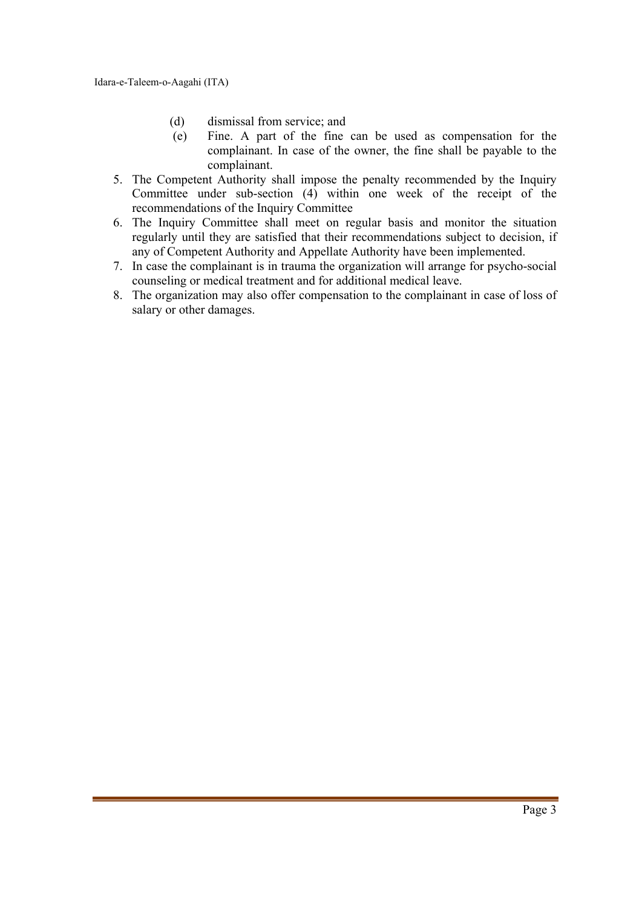(d) dismissal from service; and

(e) Fine. A part of the fine can be used as compensation for the complainant. In case of the owner, the fine shall be payable to the complainant.

5. The Competent Authority shall impose the penalty recommended by the Inquiry Committee under sub-section (4) within one week of the receipt of the recommendations of the Inquiry Committee
6. The Inquiry Committee shall meet on regular basis and monitor the situation regularly until they are satisfied that their recommendations subject to decision, if any of Competent Authority and Appellate Authority have been implemented.
7. In case the complainant is in trauma the organization will arrange for psycho-social counseling or medical treatment and for additional medical leave.
8. The organization may also offer compensation to the complainant in case of loss of salary or other damages.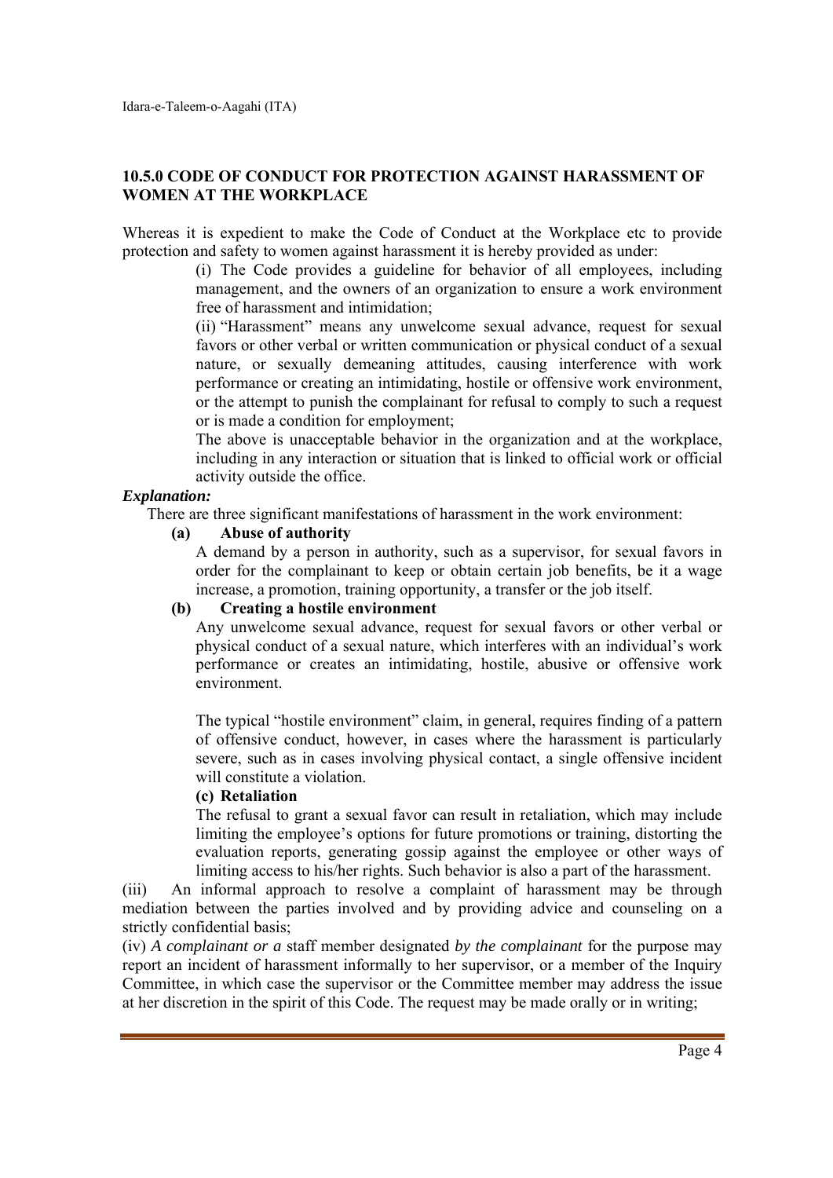## 10.5.0 CODE OF CONDUCT FOR PROTECTION AGAINST HARASSMENT OF WOMEN AT THE WORKPLACE

Whereas it is expedient to make the Code of Conduct at the Workplace etc to provide protection and safety to women against harassment it is hereby provided as under:

(i) The Code provides a guideline for behavior of all employees, including management, and the owners of an organization to ensure a work environment free of harassment and intimidation;

(ii) "Harassment" means any unwelcome sexual advance, request for sexual favors or other verbal or written communication or physical conduct of a sexual nature, or sexually demeaning attitudes, causing interference with work performance or creating an intimidating, hostile or offensive work environment, or the attempt to punish the complainant for refusal to comply to such a request or is made a condition for employment;

The above is unacceptable behavior in the organization and at the workplace, including in any interaction or situation that is linked to official work or official activity outside the office.

***Explanation:***

There are three significant manifestations of harassment in the work environment:

**(a) Abuse of authority**

A demand by a person in authority, such as a supervisor, for sexual favors in order for the complainant to keep or obtain certain job benefits, be it a wage increase, a promotion, training opportunity, a transfer or the job itself.

**(b) Creating a hostile environment**

Any unwelcome sexual advance, request for sexual favors or other verbal or physical conduct of a sexual nature, which interferes with an individual's work performance or creates an intimidating, hostile, abusive or offensive work environment.

The typical "hostile environment" claim, in general, requires finding of a pattern of offensive conduct, however, in cases where the harassment is particularly severe, such as in cases involving physical contact, a single offensive incident will constitute a violation.

**(c) Retaliation**

The refusal to grant a sexual favor can result in retaliation, which may include limiting the employee's options for future promotions or training, distorting the evaluation reports, generating gossip against the employee or other ways of limiting access to his/her rights. Such behavior is also a part of the harassment.

(iii) An informal approach to resolve a complaint of harassment may be through mediation between the parties involved and by providing advice and counseling on a strictly confidential basis;

(iv) *A complainant or a* staff member designated *by the complainant* for the purpose may report an incident of harassment informally to her supervisor, or a member of the Inquiry Committee, in which case the supervisor or the Committee member may address the issue at her discretion in the spirit of this Code. The request may be made orally or in writing;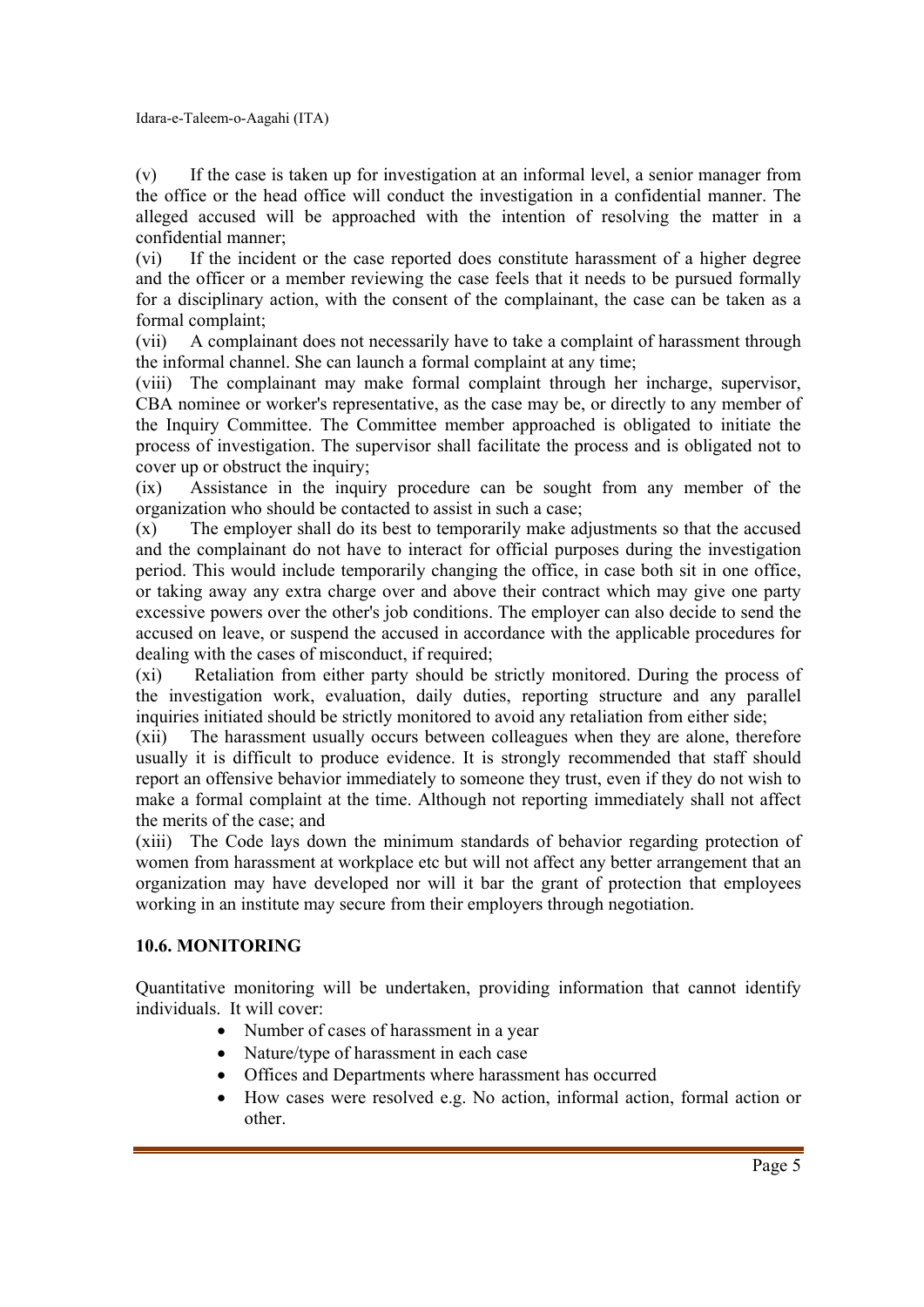(v) If the case is taken up for investigation at an informal level, a senior manager from the office or the head office will conduct the investigation in a confidential manner. The alleged accused will be approached with the intention of resolving the matter in a confidential manner;

(vi) If the incident or the case reported does constitute harassment of a higher degree and the officer or a member reviewing the case feels that it needs to be pursued formally for a disciplinary action, with the consent of the complainant, the case can be taken as a formal complaint;

(vii) A complainant does not necessarily have to take a complaint of harassment through the informal channel. She can launch a formal complaint at any time;

(viii) The complainant may make formal complaint through her incharge, supervisor, CBA nominee or worker's representative, as the case may be, or directly to any member of the Inquiry Committee. The Committee member approached is obligated to initiate the process of investigation. The supervisor shall facilitate the process and is obligated not to cover up or obstruct the inquiry;

(ix) Assistance in the inquiry procedure can be sought from any member of the organization who should be contacted to assist in such a case;

(x) The employer shall do its best to temporarily make adjustments so that the accused and the complainant do not have to interact for official purposes during the investigation period. This would include temporarily changing the office, in case both sit in one office, or taking away any extra charge over and above their contract which may give one party excessive powers over the other's job conditions. The employer can also decide to send the accused on leave, or suspend the accused in accordance with the applicable procedures for dealing with the cases of misconduct, if required;

(xi) Retaliation from either party should be strictly monitored. During the process of the investigation work, evaluation, daily duties, reporting structure and any parallel inquiries initiated should be strictly monitored to avoid any retaliation from either side;

(xii) The harassment usually occurs between colleagues when they are alone, therefore usually it is difficult to produce evidence. It is strongly recommended that staff should report an offensive behavior immediately to someone they trust, even if they do not wish to make a formal complaint at the time. Although not reporting immediately shall not affect the merits of the case; and

(xiii) The Code lays down the minimum standards of behavior regarding protection of women from harassment at workplace etc but will not affect any better arrangement that an organization may have developed nor will it bar the grant of protection that employees working in an institute may secure from their employers through negotiation.

## 10.6. MONITORING

Quantitative monitoring will be undertaken, providing information that cannot identify individuals. It will cover:

- Number of cases of harassment in a year
- Nature/type of harassment in each case
- Offices and Departments where harassment has occurred
- How cases were resolved e.g. No action, informal action, formal action or other.